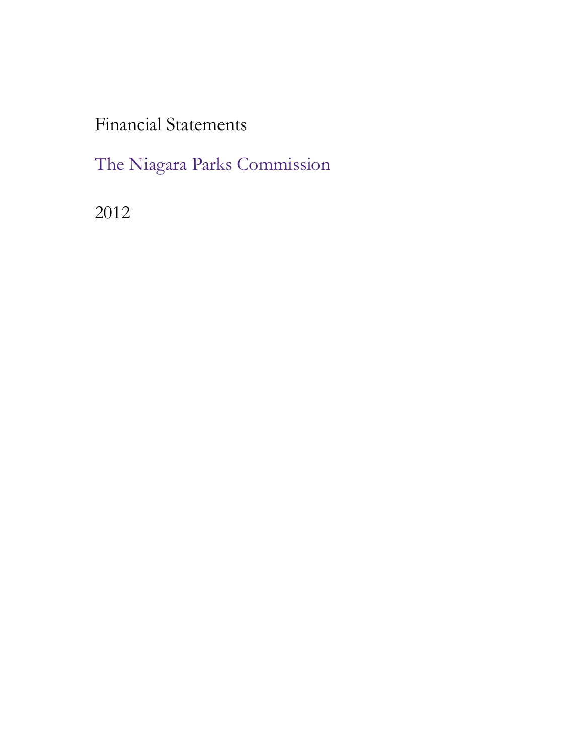# Financial Statements

## The Niagara Parks Commission

2012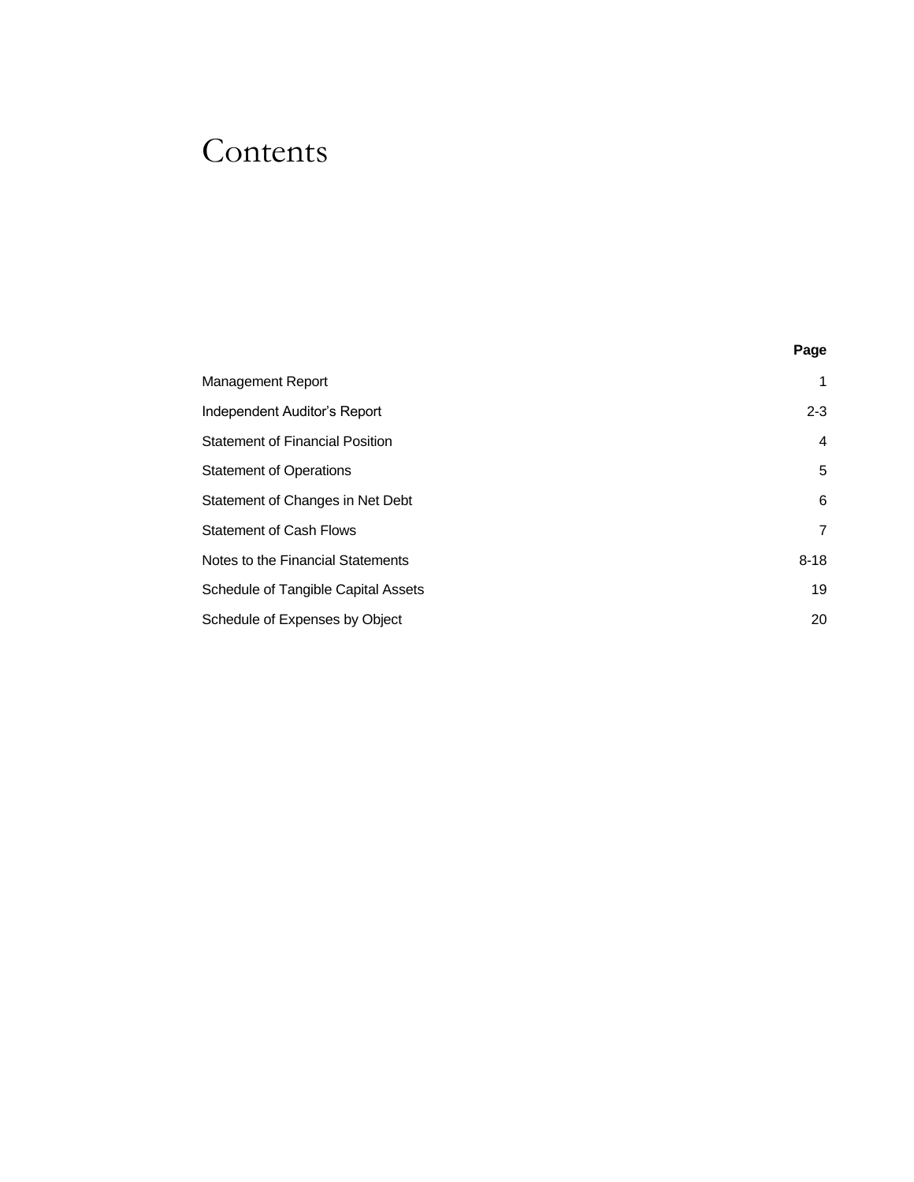# Contents

| | Page |
|---|---|
| Management Report | 1 |
| Independent Auditor's Report | 2-3 |
| Statement of Financial Position | 4 |
| Statement of Operations | 5 |
| Statement of Changes in Net Debt | 6 |
| Statement of Cash Flows | 7 |
| Notes to the Financial Statements | 8-18 |
| Schedule of Tangible Capital Assets | 19 |
| Schedule of Expenses by Object | 20 |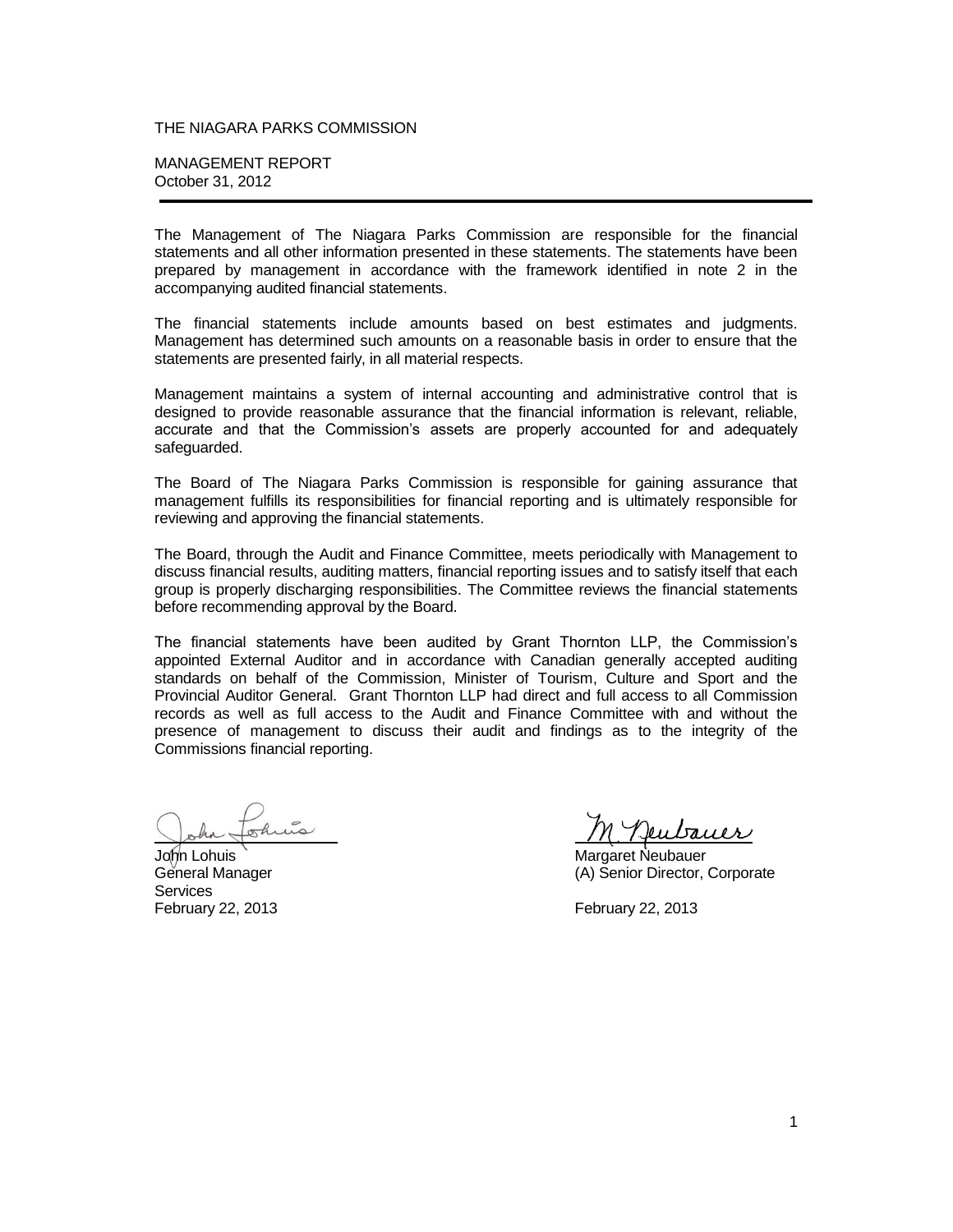THE NIAGARA PARKS COMMISSION

MANAGEMENT REPORT
October 31, 2012

The Management of The Niagara Parks Commission are responsible for the financial statements and all other information presented in these statements. The statements have been prepared by management in accordance with the framework identified in note 2 in the accompanying audited financial statements.

The financial statements include amounts based on best estimates and judgments. Management has determined such amounts on a reasonable basis in order to ensure that the statements are presented fairly, in all material respects.

Management maintains a system of internal accounting and administrative control that is designed to provide reasonable assurance that the financial information is relevant, reliable, accurate and that the Commission's assets are properly accounted for and adequately safeguarded.

The Board of The Niagara Parks Commission is responsible for gaining assurance that management fulfills its responsibilities for financial reporting and is ultimately responsible for reviewing and approving the financial statements.

The Board, through the Audit and Finance Committee, meets periodically with Management to discuss financial results, auditing matters, financial reporting issues and to satisfy itself that each group is properly discharging responsibilities. The Committee reviews the financial statements before recommending approval by the Board.

The financial statements have been audited by Grant Thornton LLP, the Commission's appointed External Auditor and in accordance with Canadian generally accepted auditing standards on behalf of the Commission, Minister of Tourism, Culture and Sport and the Provincial Auditor General. Grant Thornton LLP had direct and full access to all Commission records as well as full access to the Audit and Finance Committee with and without the presence of management to discuss their audit and findings as to the integrity of the Commissions financial reporting.

John Lohuis
General Manager
February 22, 2013

Margaret Neubauer
(A) Senior Director, Corporate Services
February 22, 2013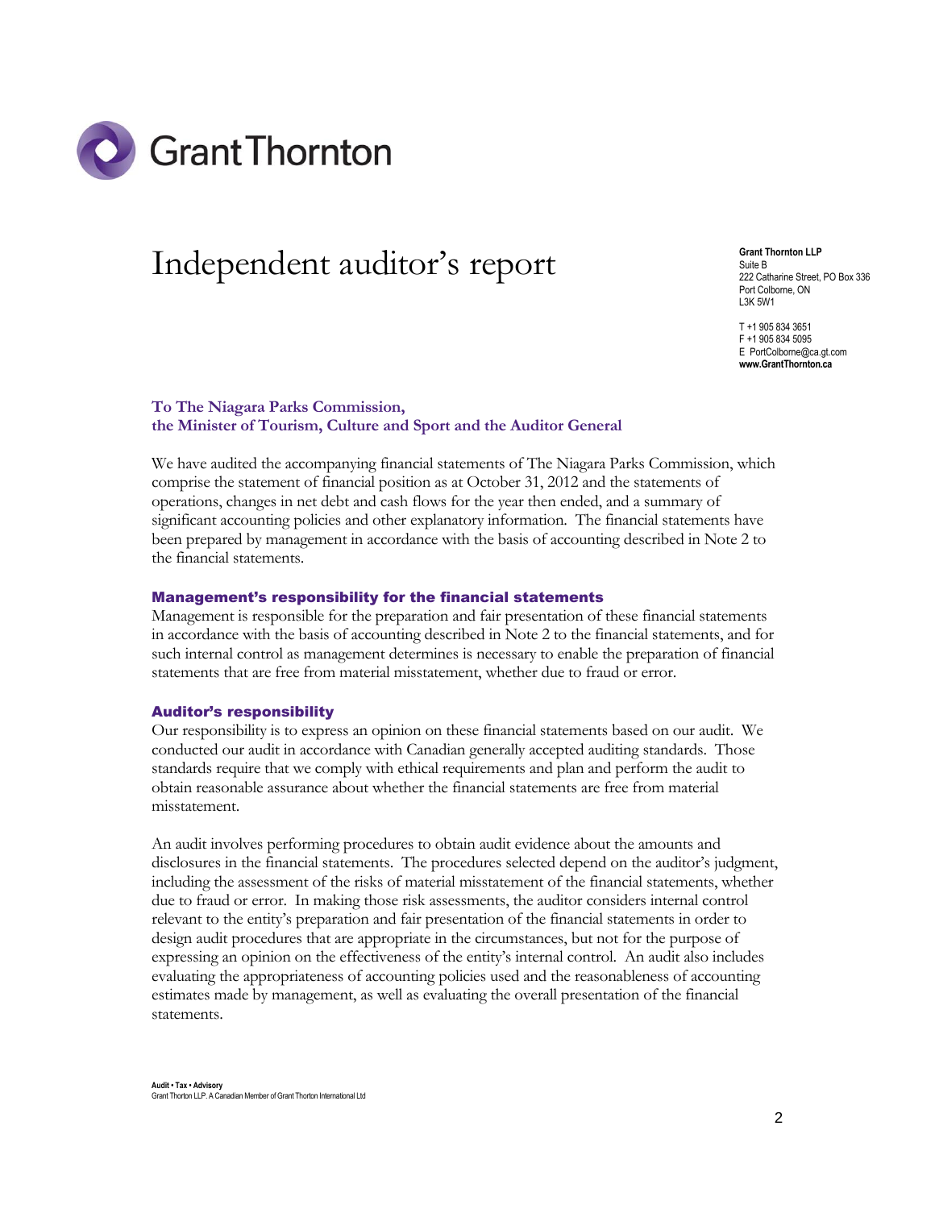# Independent auditor's report

**Grant Thornton LLP**
Suite B
222 Catharine Street, PO Box 336
Port Colborne, ON
L3K 5W1

T +1 905 834 3651
F +1 905 834 5095
E PortColborne@ca.gt.com
**www.GrantThornton.ca**

**To The Niagara Parks Commission,**
**the Minister of Tourism, Culture and Sport and the Auditor General**

We have audited the accompanying financial statements of The Niagara Parks Commission, which comprise the statement of financial position as at October 31, 2012 and the statements of operations, changes in net debt and cash flows for the year then ended, and a summary of significant accounting policies and other explanatory information. The financial statements have been prepared by management in accordance with the basis of accounting described in Note 2 to the financial statements.

## Management's responsibility for the financial statements

Management is responsible for the preparation and fair presentation of these financial statements in accordance with the basis of accounting described in Note 2 to the financial statements, and for such internal control as management determines is necessary to enable the preparation of financial statements that are free from material misstatement, whether due to fraud or error.

## Auditor's responsibility

Our responsibility is to express an opinion on these financial statements based on our audit. We conducted our audit in accordance with Canadian generally accepted auditing standards. Those standards require that we comply with ethical requirements and plan and perform the audit to obtain reasonable assurance about whether the financial statements are free from material misstatement.

An audit involves performing procedures to obtain audit evidence about the amounts and disclosures in the financial statements. The procedures selected depend on the auditor's judgment, including the assessment of the risks of material misstatement of the financial statements, whether due to fraud or error. In making those risk assessments, the auditor considers internal control relevant to the entity's preparation and fair presentation of the financial statements in order to design audit procedures that are appropriate in the circumstances, but not for the purpose of expressing an opinion on the effectiveness of the entity's internal control. An audit also includes evaluating the appropriateness of accounting policies used and the reasonableness of accounting estimates made by management, as well as evaluating the overall presentation of the financial statements.

**Audit • Tax • Advisory**
Grant Thornton LLP. A Canadian Member of Grant Thornton International Ltd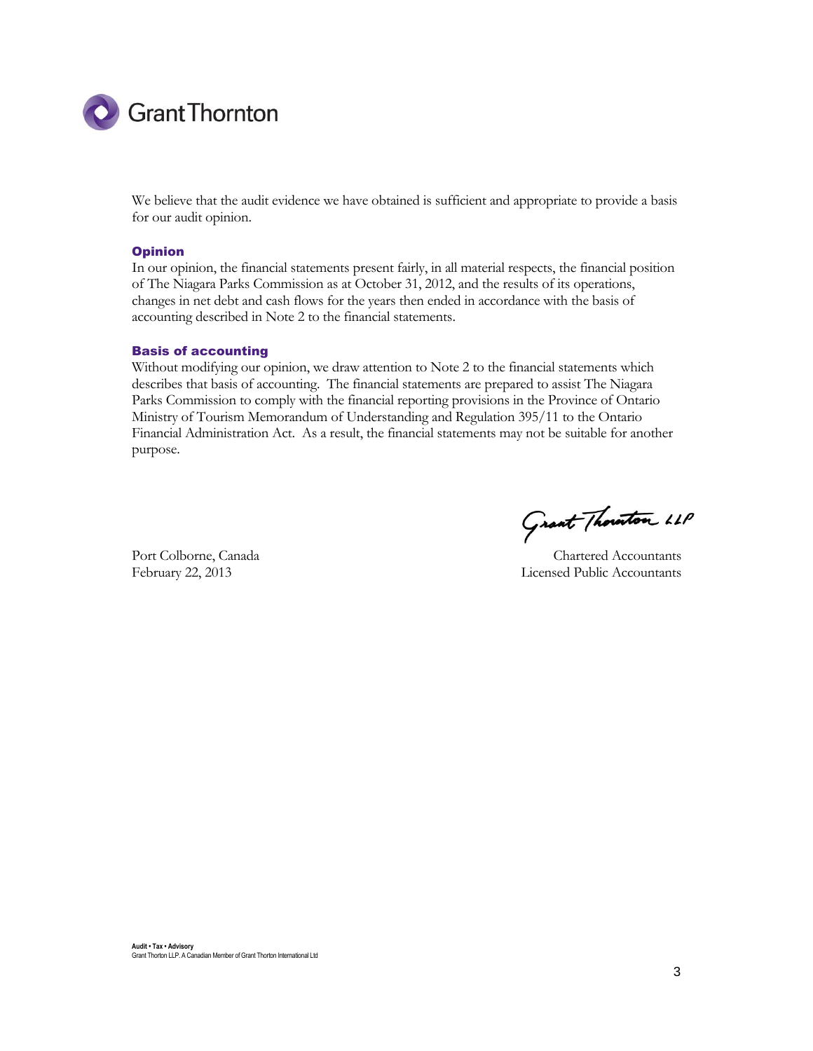We believe that the audit evidence we have obtained is sufficient and appropriate to provide a basis for our audit opinion.

## Opinion

In our opinion, the financial statements present fairly, in all material respects, the financial position of The Niagara Parks Commission as at October 31, 2012, and the results of its operations, changes in net debt and cash flows for the years then ended in accordance with the basis of accounting described in Note 2 to the financial statements.

## Basis of accounting

Without modifying our opinion, we draw attention to Note 2 to the financial statements which describes that basis of accounting. The financial statements are prepared to assist The Niagara Parks Commission to comply with the financial reporting provisions in the Province of Ontario Ministry of Tourism Memorandum of Understanding and Regulation 395/11 to the Ontario Financial Administration Act. As a result, the financial statements may not be suitable for another purpose.

Grant Thornton LLP

Port Colborne, Canada
February 22, 2013

Chartered Accountants
Licensed Public Accountants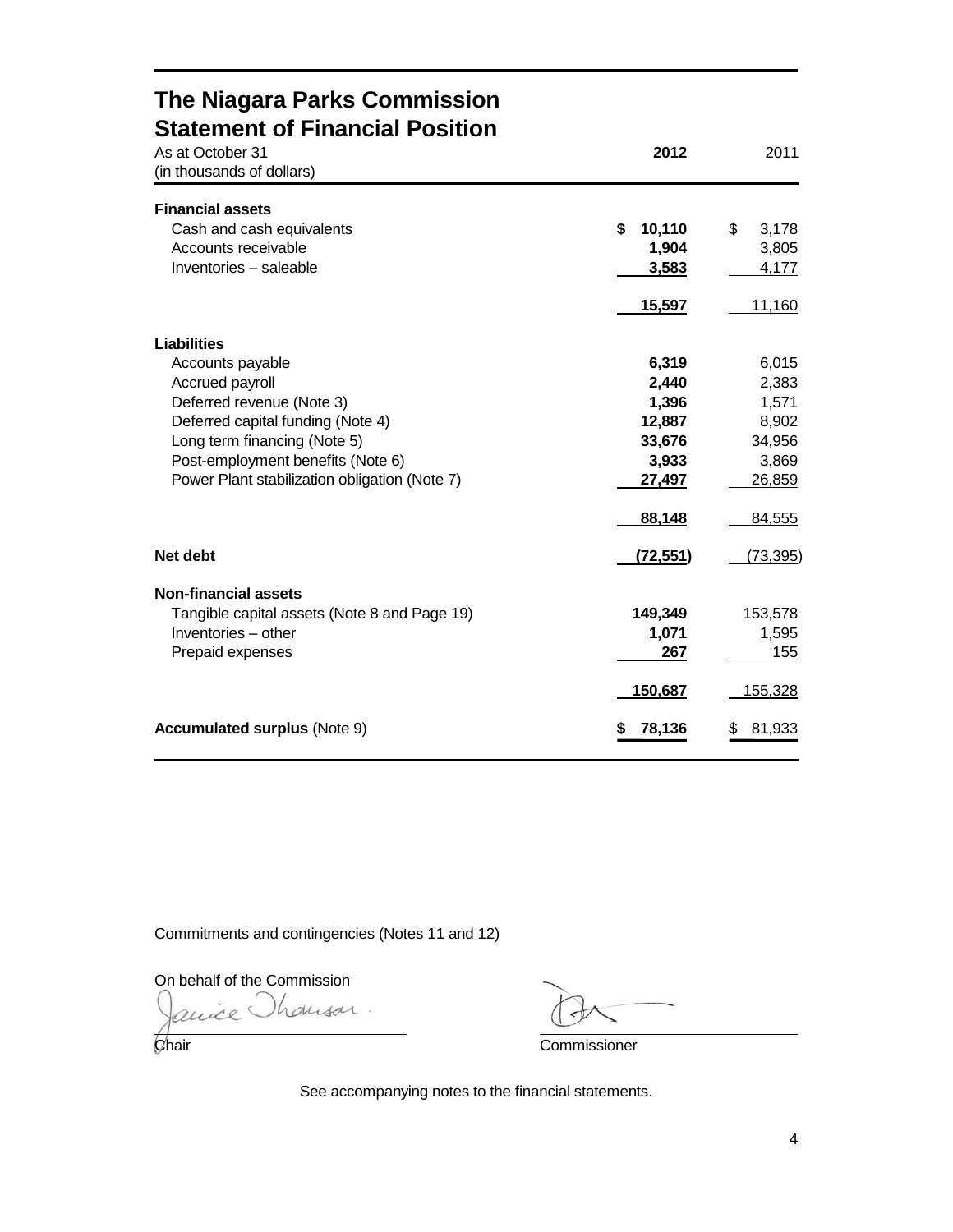# The Niagara Parks Commission
## Statement of Financial Position

| As at October 31<br>(in thousands of dollars) | 2012 | 2011 |
|---|---|---|
| **Financial assets** | | |
| Cash and cash equivalents | **$ 10,110** | $ 3,178 |
| Accounts receivable | **1,904** | 3,805 |
| Inventories – saleable | **3,583** | 4,177 |
| | **15,597** | 11,160 |
| **Liabilities** | | |
| Accounts payable | **6,319** | 6,015 |
| Accrued payroll | **2,440** | 2,383 |
| Deferred revenue (Note 3) | **1,396** | 1,571 |
| Deferred capital funding (Note 4) | **12,887** | 8,902 |
| Long term financing (Note 5) | **33,676** | 34,956 |
| Post-employment benefits (Note 6) | **3,933** | 3,869 |
| Power Plant stabilization obligation (Note 7) | **27,497** | 26,859 |
| | **88,148** | 84,555 |
| **Net debt** | **(72,551)** | (73,395) |
| **Non-financial assets** | | |
| Tangible capital assets (Note 8 and Page 19) | **149,349** | 153,578 |
| Inventories – other | **1,071** | 1,595 |
| Prepaid expenses | **267** | 155 |
| | **150,687** | 155,328 |
| **Accumulated surplus** (Note 9) | **$ 78,136** | $ 81,933 |

Commitments and contingencies (Notes 11 and 12)

On behalf of the Commission

Chair

Commissioner

See accompanying notes to the financial statements.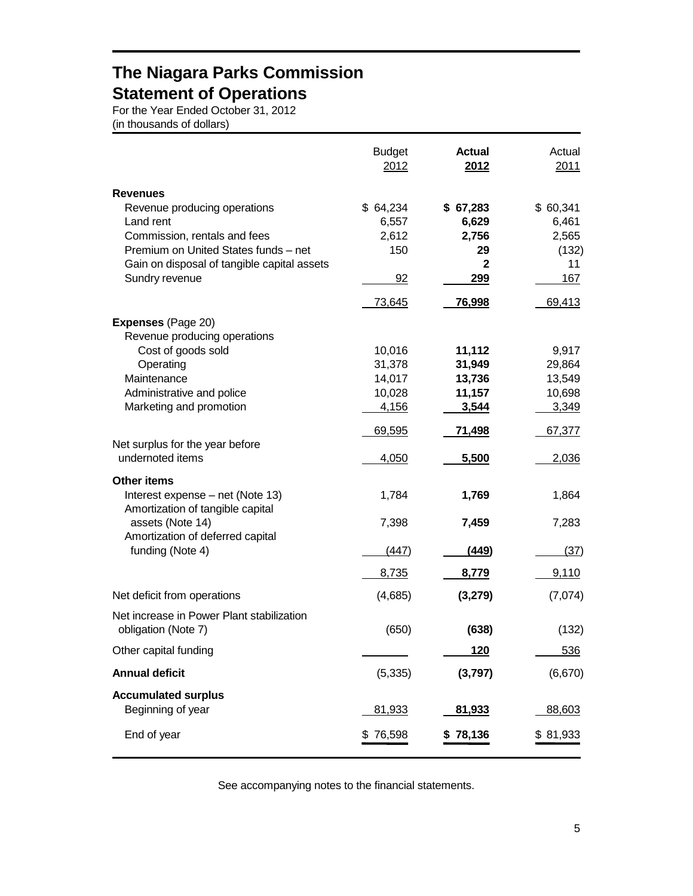# The Niagara Parks Commission
## Statement of Operations

For the Year Ended October 31, 2012
(in thousands of dollars)

| | Budget 2012 | **Actual 2012** | Actual 2011 |
|---|---|---|---|
| **Revenues** | | | |
| Revenue producing operations | $ 64,234 | **$ 67,283** | $ 60,341 |
| Land rent | 6,557 | **6,629** | 6,461 |
| Commission, rentals and fees | 2,612 | **2,756** | 2,565 |
| Premium on United States funds – net | 150 | **29** | (132) |
| Gain on disposal of tangible capital assets | | **2** | 11 |
| Sundry revenue | 92 | **299** | 167 |
| | 73,645 | **76,998** | 69,413 |
| **Expenses** (Page 20) | | | |
| Revenue producing operations | | | |
| Cost of goods sold | 10,016 | **11,112** | 9,917 |
| Operating | 31,378 | **31,949** | 29,864 |
| Maintenance | 14,017 | **13,736** | 13,549 |
| Administrative and police | 10,028 | **11,157** | 10,698 |
| Marketing and promotion | 4,156 | **3,544** | 3,349 |
| | 69,595 | **71,498** | 67,377 |
| Net surplus for the year before undernoted items | 4,050 | **5,500** | 2,036 |
| **Other items** | | | |
| Interest expense – net (Note 13) | 1,784 | **1,769** | 1,864 |
| Amortization of tangible capital assets (Note 14) | 7,398 | **7,459** | 7,283 |
| Amortization of deferred capital funding (Note 4) | (447) | **(449)** | (37) |
| | 8,735 | **8,779** | 9,110 |
| Net deficit from operations | (4,685) | **(3,279)** | (7,074) |
| Net increase in Power Plant stabilization obligation (Note 7) | (650) | **(638)** | (132) |
| Other capital funding | | **120** | 536 |
| **Annual deficit** | (5,335) | **(3,797)** | (6,670) |
| **Accumulated surplus** | | | |
| Beginning of year | 81,933 | **81,933** | 88,603 |
| End of year | $ 76,598 | **$ 78,136** | $ 81,933 |

See accompanying notes to the financial statements.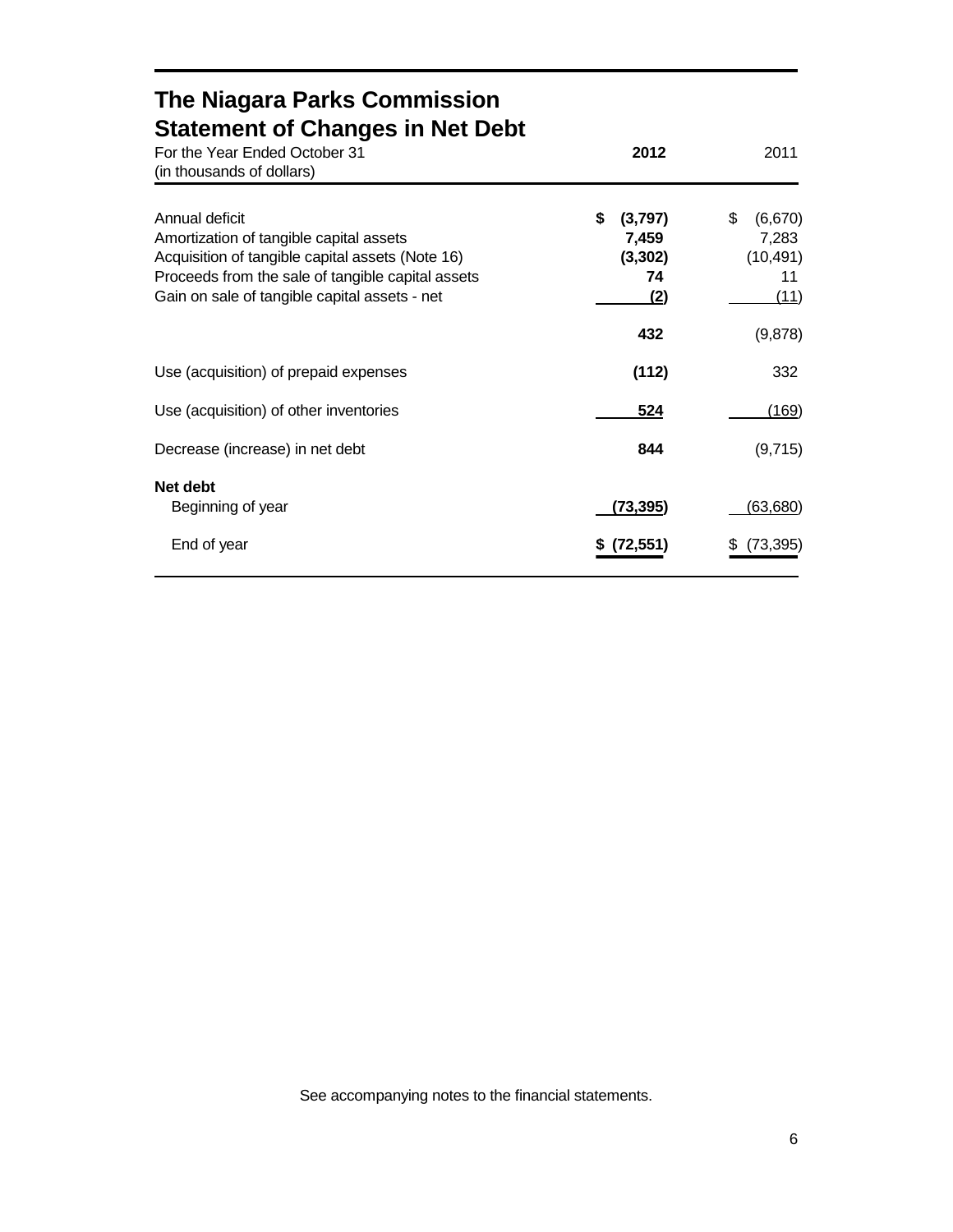# The Niagara Parks Commission

## Statement of Changes in Net Debt

For the Year Ended October 31
(in thousands of dollars)

| | **2012** | 2011 |
|---|---|---|
| Annual deficit | **$ (3,797)** | $ (6,670) |
| Amortization of tangible capital assets | **7,459** | 7,283 |
| Acquisition of tangible capital assets (Note 16) | **(3,302)** | (10,491) |
| Proceeds from the sale of tangible capital assets | **74** | 11 |
| Gain on sale of tangible capital assets - net | **(2)** | (11) |
| | **432** | (9,878) |
| Use (acquisition) of prepaid expenses | **(112)** | 332 |
| Use (acquisition) of other inventories | **524** | (169) |
| Decrease (increase) in net debt | **844** | (9,715) |
| **Net debt** | | |
| Beginning of year | **(73,395)** | (63,680) |
| End of year | **$ (72,551)** | $ (73,395) |

See accompanying notes to the financial statements.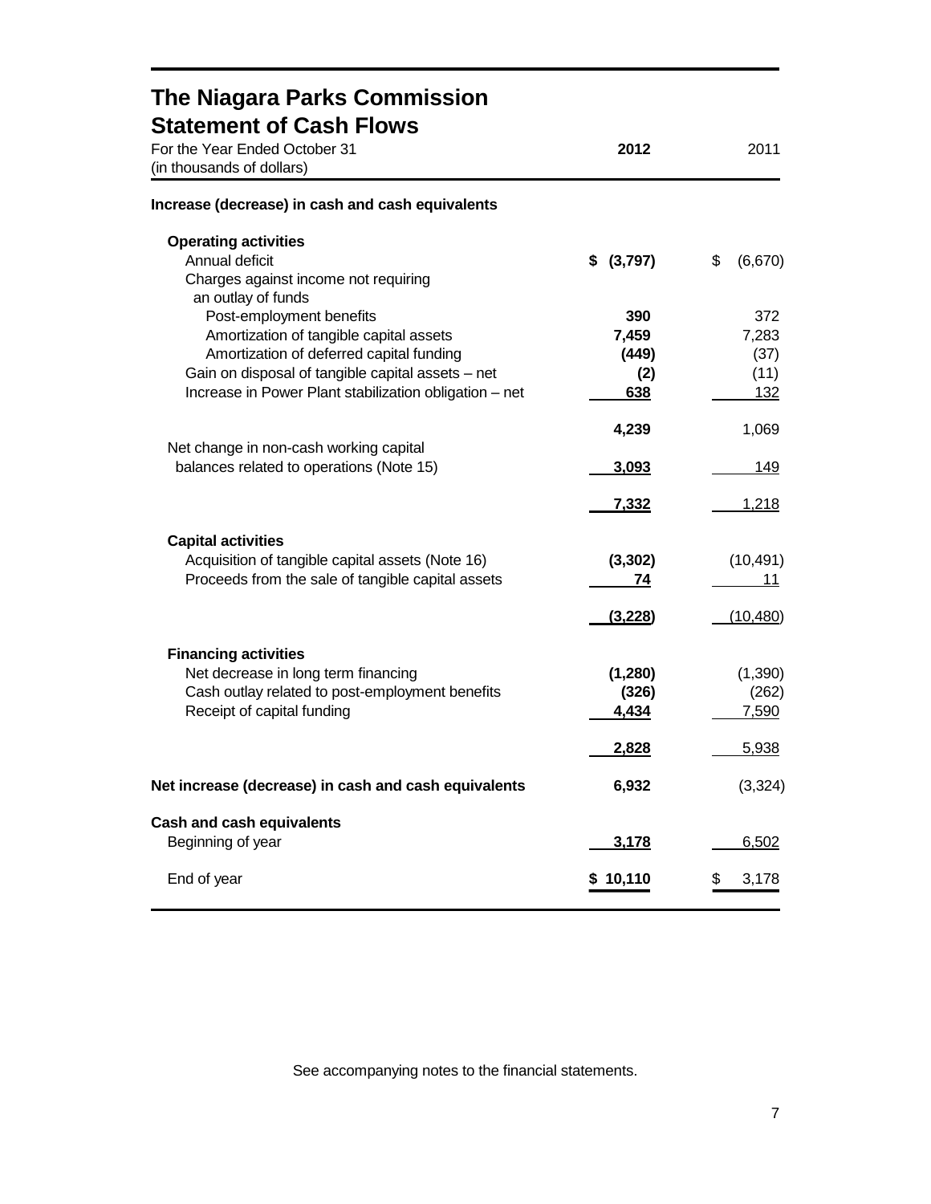# The Niagara Parks Commission

## Statement of Cash Flows

| For the Year Ended October 31<br>(in thousands of dollars) | **2012** | 2011 |
|---|---|---|
| **Increase (decrease) in cash and cash equivalents** | | |
| **Operating activities** | | |
| Annual deficit | **$ (3,797)** | $ (6,670) |
| Charges against income not requiring an outlay of funds | | |
| Post-employment benefits | **390** | 372 |
| Amortization of tangible capital assets | **7,459** | 7,283 |
| Amortization of deferred capital funding | **(449)** | (37) |
| Gain on disposal of tangible capital assets – net | **(2)** | (11) |
| Increase in Power Plant stabilization obligation – net | **638** | 132 |
| | **4,239** | 1,069 |
| Net change in non-cash working capital balances related to operations (Note 15) | **3,093** | 149 |
| | **7,332** | 1,218 |
| **Capital activities** | | |
| Acquisition of tangible capital assets (Note 16) | **(3,302)** | (10,491) |
| Proceeds from the sale of tangible capital assets | **74** | 11 |
| | **(3,228)** | (10,480) |
| **Financing activities** | | |
| Net decrease in long term financing | **(1,280)** | (1,390) |
| Cash outlay related to post-employment benefits | **(326)** | (262) |
| Receipt of capital funding | **4,434** | 7,590 |
| | **2,828** | 5,938 |
| **Net increase (decrease) in cash and cash equivalents** | **6,932** | (3,324) |
| **Cash and cash equivalents** | | |
| Beginning of year | **3,178** | 6,502 |
| End of year | **$ 10,110** | $ 3,178 |

See accompanying notes to the financial statements.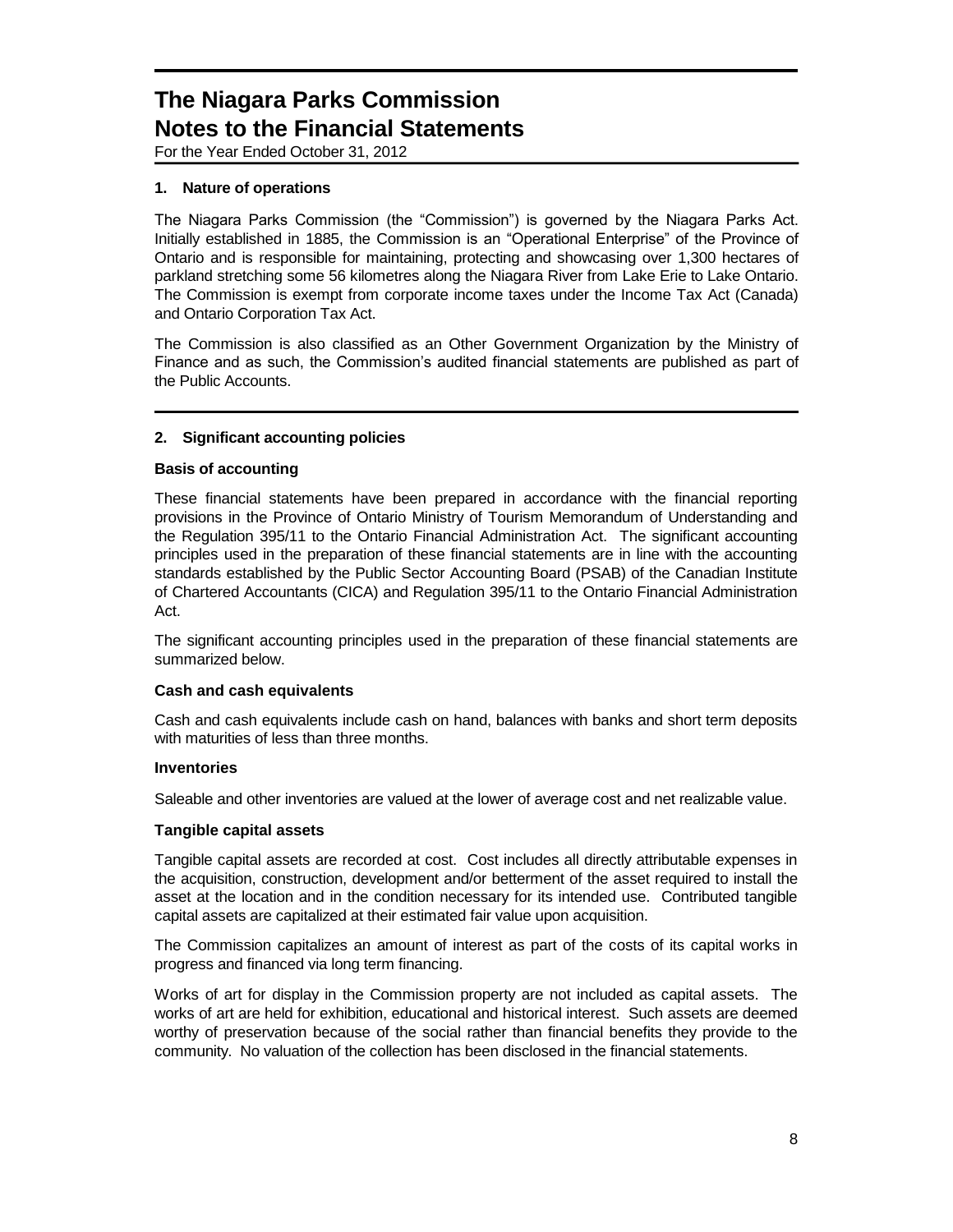# The Niagara Parks Commission
# Notes to the Financial Statements

For the Year Ended October 31, 2012

## 1. Nature of operations

The Niagara Parks Commission (the "Commission") is governed by the Niagara Parks Act. Initially established in 1885, the Commission is an "Operational Enterprise" of the Province of Ontario and is responsible for maintaining, protecting and showcasing over 1,300 hectares of parkland stretching some 56 kilometres along the Niagara River from Lake Erie to Lake Ontario. The Commission is exempt from corporate income taxes under the Income Tax Act (Canada) and Ontario Corporation Tax Act.

The Commission is also classified as an Other Government Organization by the Ministry of Finance and as such, the Commission's audited financial statements are published as part of the Public Accounts.

## 2. Significant accounting policies

### Basis of accounting

These financial statements have been prepared in accordance with the financial reporting provisions in the Province of Ontario Ministry of Tourism Memorandum of Understanding and the Regulation 395/11 to the Ontario Financial Administration Act. The significant accounting principles used in the preparation of these financial statements are in line with the accounting standards established by the Public Sector Accounting Board (PSAB) of the Canadian Institute of Chartered Accountants (CICA) and Regulation 395/11 to the Ontario Financial Administration Act.

The significant accounting principles used in the preparation of these financial statements are summarized below.

### Cash and cash equivalents

Cash and cash equivalents include cash on hand, balances with banks and short term deposits with maturities of less than three months.

### Inventories

Saleable and other inventories are valued at the lower of average cost and net realizable value.

### Tangible capital assets

Tangible capital assets are recorded at cost. Cost includes all directly attributable expenses in the acquisition, construction, development and/or betterment of the asset required to install the asset at the location and in the condition necessary for its intended use. Contributed tangible capital assets are capitalized at their estimated fair value upon acquisition.

The Commission capitalizes an amount of interest as part of the costs of its capital works in progress and financed via long term financing.

Works of art for display in the Commission property are not included as capital assets. The works of art are held for exhibition, educational and historical interest. Such assets are deemed worthy of preservation because of the social rather than financial benefits they provide to the community. No valuation of the collection has been disclosed in the financial statements.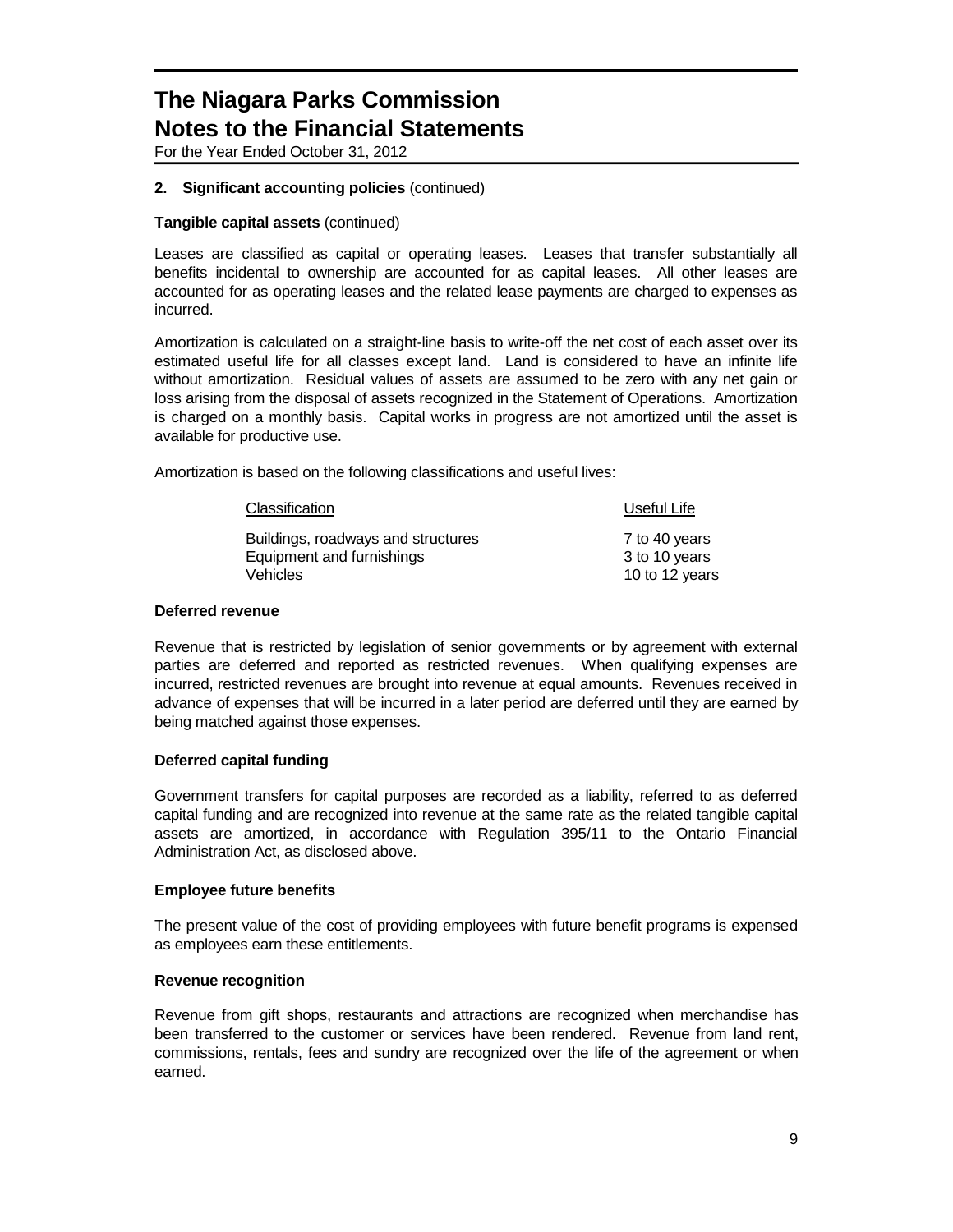# The Niagara Parks Commission
# Notes to the Financial Statements

For the Year Ended October 31, 2012

**2. Significant accounting policies** (continued)

**Tangible capital assets** (continued)

Leases are classified as capital or operating leases. Leases that transfer substantially all benefits incidental to ownership are accounted for as capital leases. All other leases are accounted for as operating leases and the related lease payments are charged to expenses as incurred.

Amortization is calculated on a straight-line basis to write-off the net cost of each asset over its estimated useful life for all classes except land. Land is considered to have an infinite life without amortization. Residual values of assets are assumed to be zero with any net gain or loss arising from the disposal of assets recognized in the Statement of Operations. Amortization is charged on a monthly basis. Capital works in progress are not amortized until the asset is available for productive use.

Amortization is based on the following classifications and useful lives:

| Classification | Useful Life |
|---|---|
| Buildings, roadways and structures | 7 to 40 years |
| Equipment and furnishings | 3 to 10 years |
| Vehicles | 10 to 12 years |

**Deferred revenue**

Revenue that is restricted by legislation of senior governments or by agreement with external parties are deferred and reported as restricted revenues. When qualifying expenses are incurred, restricted revenues are brought into revenue at equal amounts. Revenues received in advance of expenses that will be incurred in a later period are deferred until they are earned by being matched against those expenses.

**Deferred capital funding**

Government transfers for capital purposes are recorded as a liability, referred to as deferred capital funding and are recognized into revenue at the same rate as the related tangible capital assets are amortized, in accordance with Regulation 395/11 to the Ontario Financial Administration Act, as disclosed above.

**Employee future benefits**

The present value of the cost of providing employees with future benefit programs is expensed as employees earn these entitlements.

**Revenue recognition**

Revenue from gift shops, restaurants and attractions are recognized when merchandise has been transferred to the customer or services have been rendered. Revenue from land rent, commissions, rentals, fees and sundry are recognized over the life of the agreement or when earned.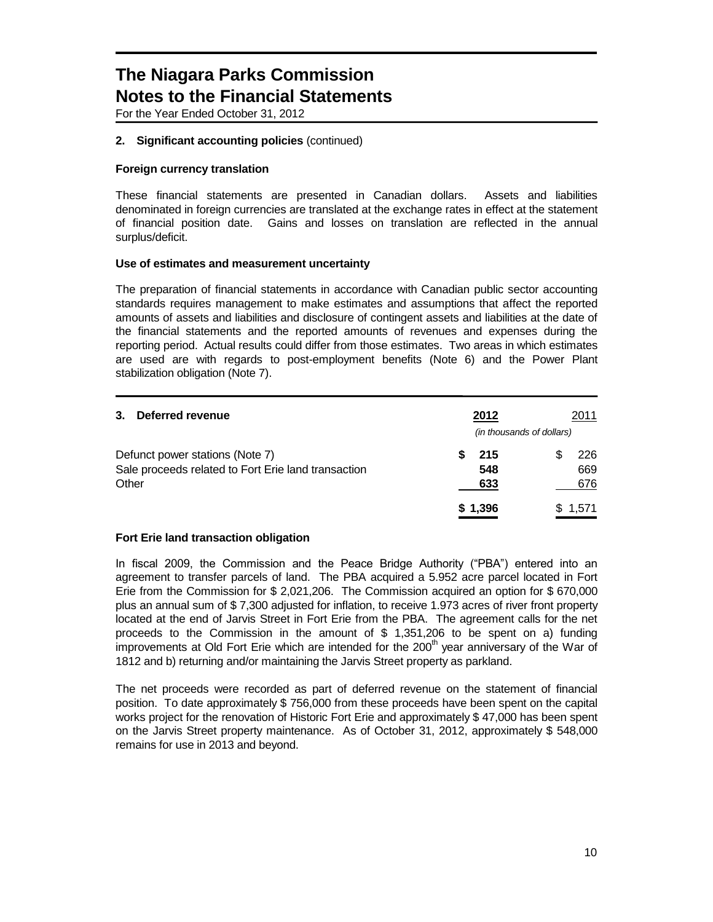# The Niagara Parks Commission
# Notes to the Financial Statements

For the Year Ended October 31, 2012

**2. Significant accounting policies** (continued)

**Foreign currency translation**

These financial statements are presented in Canadian dollars. Assets and liabilities denominated in foreign currencies are translated at the exchange rates in effect at the statement of financial position date. Gains and losses on translation are reflected in the annual surplus/deficit.

**Use of estimates and measurement uncertainty**

The preparation of financial statements in accordance with Canadian public sector accounting standards requires management to make estimates and assumptions that affect the reported amounts of assets and liabilities and disclosure of contingent assets and liabilities at the date of the financial statements and the reported amounts of revenues and expenses during the reporting period. Actual results could differ from those estimates. Two areas in which estimates are used are with regards to post-employment benefits (Note 6) and the Power Plant stabilization obligation (Note 7).

| **3. Deferred revenue** | **2012** | 2011 |
|---|---|---|
| | *(in thousands of dollars)* | |
| Defunct power stations (Note 7) | **$ 215** | $ 226 |
| Sale proceeds related to Fort Erie land transaction | **548** | 669 |
| Other | **633** | 676 |
| | **$ 1,396** | $ 1,571 |

**Fort Erie land transaction obligation**

In fiscal 2009, the Commission and the Peace Bridge Authority ("PBA") entered into an agreement to transfer parcels of land. The PBA acquired a 5.952 acre parcel located in Fort Erie from the Commission for $ 2,021,206. The Commission acquired an option for $ 670,000 plus an annual sum of $ 7,300 adjusted for inflation, to receive 1.973 acres of river front property located at the end of Jarvis Street in Fort Erie from the PBA. The agreement calls for the net proceeds to the Commission in the amount of $ 1,351,206 to be spent on a) funding improvements at Old Fort Erie which are intended for the 200th year anniversary of the War of 1812 and b) returning and/or maintaining the Jarvis Street property as parkland.

The net proceeds were recorded as part of deferred revenue on the statement of financial position. To date approximately $ 756,000 from these proceeds have been spent on the capital works project for the renovation of Historic Fort Erie and approximately $ 47,000 has been spent on the Jarvis Street property maintenance. As of October 31, 2012, approximately $ 548,000 remains for use in 2013 and beyond.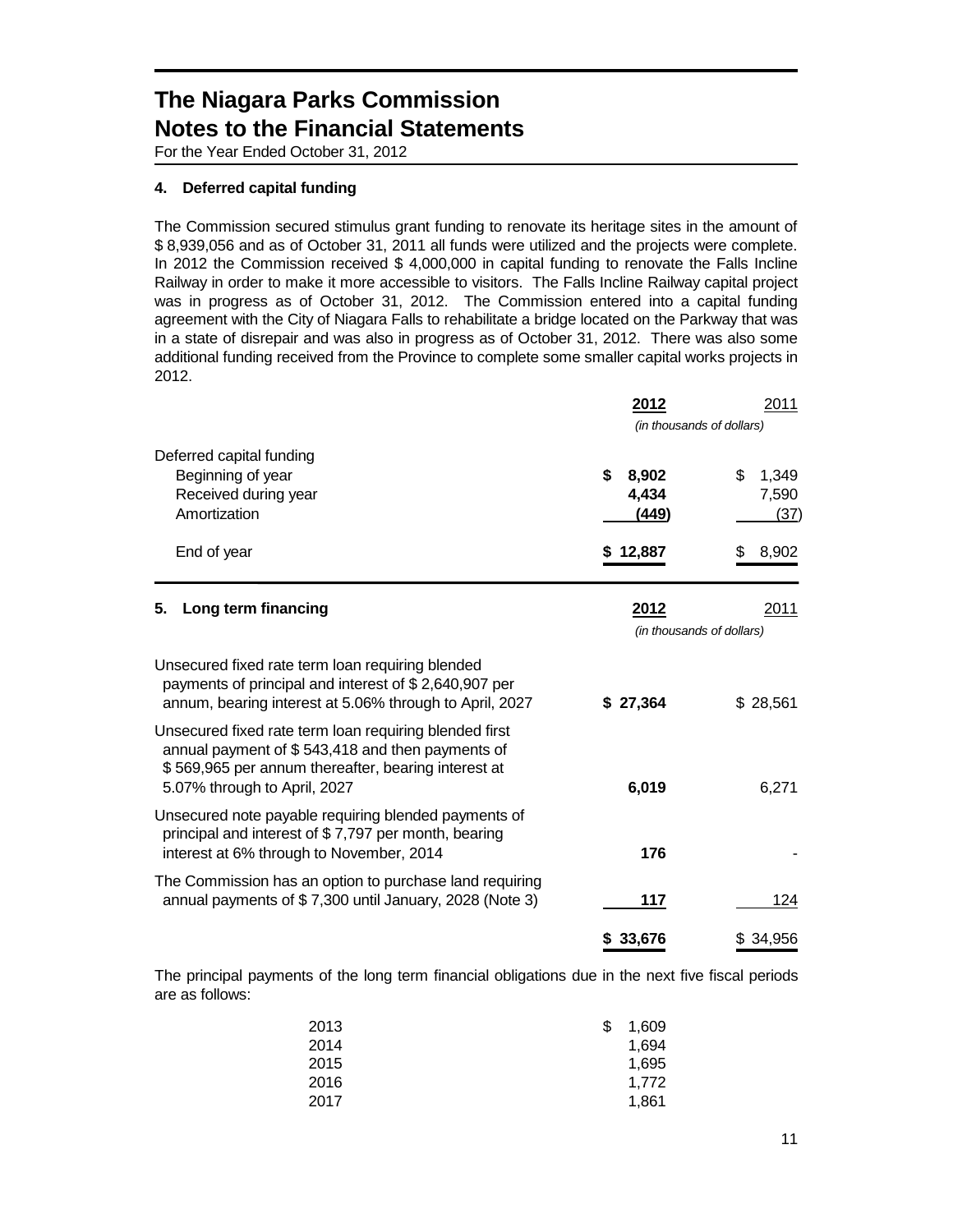# The Niagara Parks Commission
# Notes to the Financial Statements

For the Year Ended October 31, 2012

#### 4. Deferred capital funding

The Commission secured stimulus grant funding to renovate its heritage sites in the amount of $ 8,939,056 and as of October 31, 2011 all funds were utilized and the projects were complete. In 2012 the Commission received $ 4,000,000 in capital funding to renovate the Falls Incline Railway in order to make it more accessible to visitors. The Falls Incline Railway capital project was in progress as of October 31, 2012. The Commission entered into a capital funding agreement with the City of Niagara Falls to rehabilitate a bridge located on the Parkway that was in a state of disrepair and was also in progress as of October 31, 2012. There was also some additional funding received from the Province to complete some smaller capital works projects in 2012.

| | **2012** | 2011 |
|---|---|---|
| | *(in thousands of dollars)* | |
| Deferred capital funding | | |
| Beginning of year | **$ 8,902** | $ 1,349 |
| Received during year | **4,434** | 7,590 |
| Amortization | **(449)** | (37) |
| End of year | **$ 12,887** | $ 8,902 |

#### 5. Long term financing

| | **2012** | 2011 |
|---|---|---|
| | *(in thousands of dollars)* | |
| Unsecured fixed rate term loan requiring blended payments of principal and interest of $ 2,640,907 per annum, bearing interest at 5.06% through to April, 2027 | **$ 27,364** | $ 28,561 |
| Unsecured fixed rate term loan requiring blended first annual payment of $ 543,418 and then payments of $ 569,965 per annum thereafter, bearing interest at 5.07% through to April, 2027 | **6,019** | 6,271 |
| Unsecured note payable requiring blended payments of principal and interest of $ 7,797 per month, bearing interest at 6% through to November, 2014 | **176** | - |
| The Commission has an option to purchase land requiring annual payments of $ 7,300 until January, 2028 (Note 3) | **117** | 124 |
| | **$ 33,676** | $ 34,956 |

The principal payments of the long term financial obligations due in the next five fiscal periods are as follows:

| | |
|---|---|
| 2013 | $ 1,609 |
| 2014 | 1,694 |
| 2015 | 1,695 |
| 2016 | 1,772 |
| 2017 | 1,861 |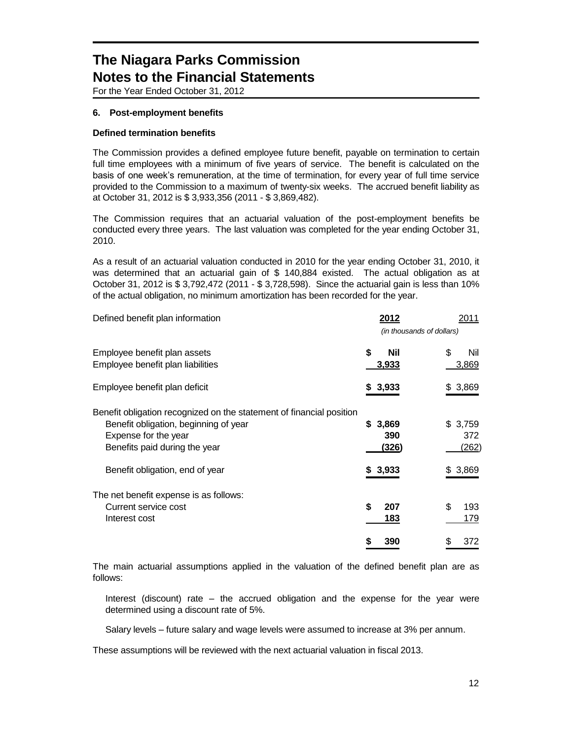# The Niagara Parks Commission
# Notes to the Financial Statements

For the Year Ended October 31, 2012

### 6. Post-employment benefits

**Defined termination benefits**

The Commission provides a defined employee future benefit, payable on termination to certain full time employees with a minimum of five years of service. The benefit is calculated on the basis of one week's remuneration, at the time of termination, for every year of full time service provided to the Commission to a maximum of twenty-six weeks. The accrued benefit liability as at October 31, 2012 is $ 3,933,356 (2011 - $ 3,869,482).

The Commission requires that an actuarial valuation of the post-employment benefits be conducted every three years. The last valuation was completed for the year ending October 31, 2010.

As a result of an actuarial valuation conducted in 2010 for the year ending October 31, 2010, it was determined that an actuarial gain of $ 140,884 existed. The actual obligation as at October 31, 2012 is $ 3,792,472 (2011 - $ 3,728,598). Since the actuarial gain is less than 10% of the actual obligation, no minimum amortization has been recorded for the year.

| Defined benefit plan information | **2012** | 2011 |
|---|---|---|
| | *(in thousands of dollars)* | |
| Employee benefit plan assets | **$ Nil** | $ Nil |
| Employee benefit plan liabilities | **3,933** | 3,869 |
| Employee benefit plan deficit | **$ 3,933** | $ 3,869 |
| Benefit obligation recognized on the statement of financial position | | |
| Benefit obligation, beginning of year | **$ 3,869** | $ 3,759 |
| Expense for the year | **390** | 372 |
| Benefits paid during the year | **(326)** | (262) |
| Benefit obligation, end of year | **$ 3,933** | $ 3,869 |
| The net benefit expense is as follows: | | |
| Current service cost | **$ 207** | $ 193 |
| Interest cost | **183** | 179 |
| | **$ 390** | $ 372 |

The main actuarial assumptions applied in the valuation of the defined benefit plan are as follows:

Interest (discount) rate – the accrued obligation and the expense for the year were determined using a discount rate of 5%.

Salary levels – future salary and wage levels were assumed to increase at 3% per annum.

These assumptions will be reviewed with the next actuarial valuation in fiscal 2013.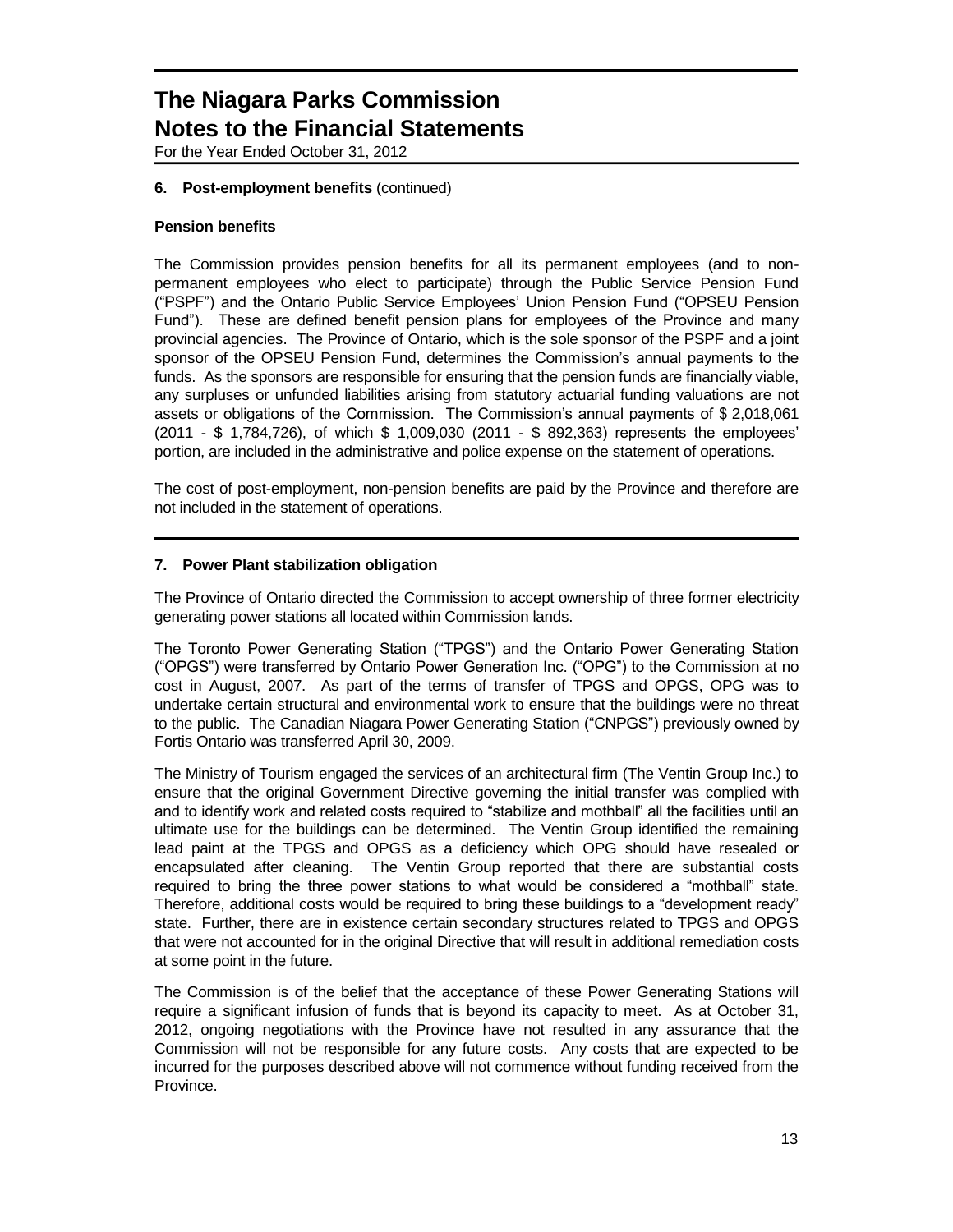**6. Post-employment benefits** (continued)

**Pension benefits**

The Commission provides pension benefits for all its permanent employees (and to non-permanent employees who elect to participate) through the Public Service Pension Fund ("PSPF") and the Ontario Public Service Employees' Union Pension Fund ("OPSEU Pension Fund"). These are defined benefit pension plans for employees of the Province and many provincial agencies. The Province of Ontario, which is the sole sponsor of the PSPF and a joint sponsor of the OPSEU Pension Fund, determines the Commission's annual payments to the funds. As the sponsors are responsible for ensuring that the pension funds are financially viable, any surpluses or unfunded liabilities arising from statutory actuarial funding valuations are not assets or obligations of the Commission. The Commission's annual payments of $ 2,018,061 (2011 - $ 1,784,726), of which $ 1,009,030 (2011 - $ 892,363) represents the employees' portion, are included in the administrative and police expense on the statement of operations.

The cost of post-employment, non-pension benefits are paid by the Province and therefore are not included in the statement of operations.

**7. Power Plant stabilization obligation**

The Province of Ontario directed the Commission to accept ownership of three former electricity generating power stations all located within Commission lands.

The Toronto Power Generating Station ("TPGS") and the Ontario Power Generating Station ("OPGS") were transferred by Ontario Power Generation Inc. ("OPG") to the Commission at no cost in August, 2007. As part of the terms of transfer of TPGS and OPGS, OPG was to undertake certain structural and environmental work to ensure that the buildings were no threat to the public. The Canadian Niagara Power Generating Station ("CNPGS") previously owned by Fortis Ontario was transferred April 30, 2009.

The Ministry of Tourism engaged the services of an architectural firm (The Ventin Group Inc.) to ensure that the original Government Directive governing the initial transfer was complied with and to identify work and related costs required to "stabilize and mothball" all the facilities until an ultimate use for the buildings can be determined. The Ventin Group identified the remaining lead paint at the TPGS and OPGS as a deficiency which OPG should have resealed or encapsulated after cleaning. The Ventin Group reported that there are substantial costs required to bring the three power stations to what would be considered a "mothball" state. Therefore, additional costs would be required to bring these buildings to a "development ready" state. Further, there are in existence certain secondary structures related to TPGS and OPGS that were not accounted for in the original Directive that will result in additional remediation costs at some point in the future.

The Commission is of the belief that the acceptance of these Power Generating Stations will require a significant infusion of funds that is beyond its capacity to meet. As at October 31, 2012, ongoing negotiations with the Province have not resulted in any assurance that the Commission will not be responsible for any future costs. Any costs that are expected to be incurred for the purposes described above will not commence without funding received from the Province.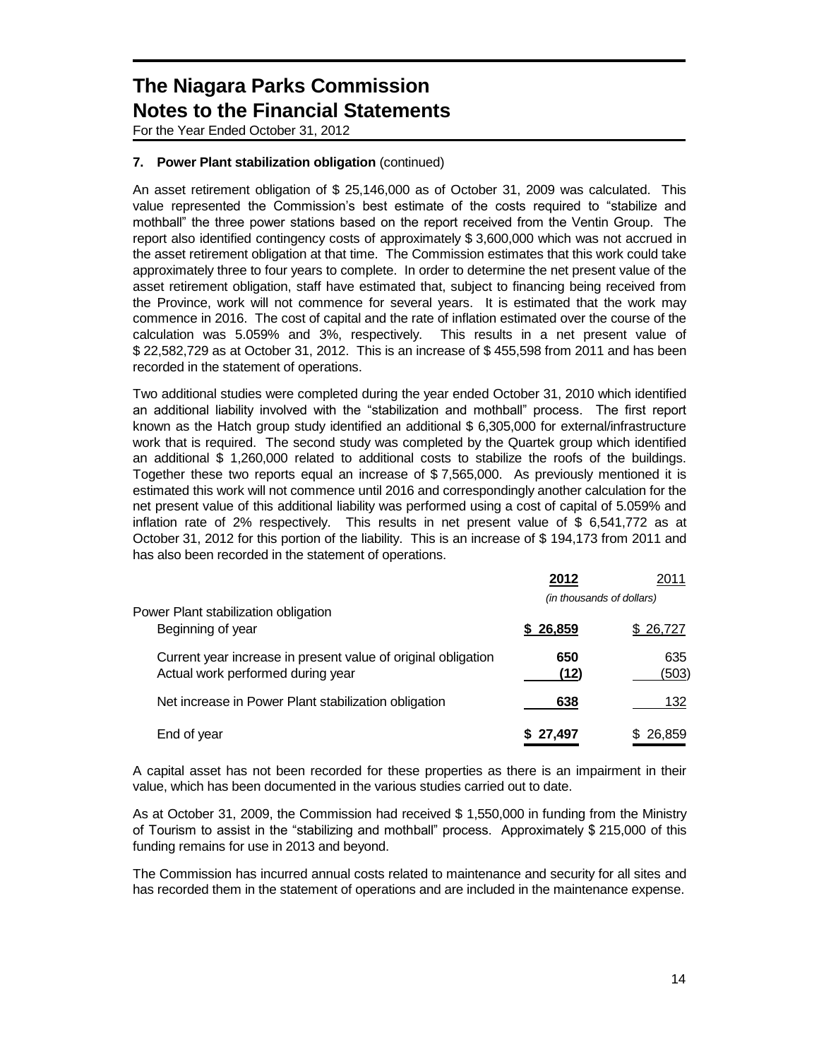# The Niagara Parks Commission
# Notes to the Financial Statements

For the Year Ended October 31, 2012

**7. Power Plant stabilization obligation** (continued)

An asset retirement obligation of $ 25,146,000 as of October 31, 2009 was calculated. This value represented the Commission's best estimate of the costs required to "stabilize and mothball" the three power stations based on the report received from the Ventin Group. The report also identified contingency costs of approximately $ 3,600,000 which was not accrued in the asset retirement obligation at that time. The Commission estimates that this work could take approximately three to four years to complete. In order to determine the net present value of the asset retirement obligation, staff have estimated that, subject to financing being received from the Province, work will not commence for several years. It is estimated that the work may commence in 2016. The cost of capital and the rate of inflation estimated over the course of the calculation was 5.059% and 3%, respectively. This results in a net present value of $ 22,582,729 as at October 31, 2012. This is an increase of $ 455,598 from 2011 and has been recorded in the statement of operations.

Two additional studies were completed during the year ended October 31, 2010 which identified an additional liability involved with the "stabilization and mothball" process. The first report known as the Hatch group study identified an additional $ 6,305,000 for external/infrastructure work that is required. The second study was completed by the Quartek group which identified an additional $ 1,260,000 related to additional costs to stabilize the roofs of the buildings. Together these two reports equal an increase of $ 7,565,000. As previously mentioned it is estimated this work will not commence until 2016 and correspondingly another calculation for the net present value of this additional liability was performed using a cost of capital of 5.059% and inflation rate of 2% respectively. This results in net present value of $ 6,541,772 as at October 31, 2012 for this portion of the liability. This is an increase of $ 194,173 from 2011 and has also been recorded in the statement of operations.

| | **2012** | 2011 |
|---|---|---|
| | *(in thousands of dollars)* | |
| Power Plant stabilization obligation | | |
| Beginning of year | **$ 26,859** | $ 26,727 |
| Current year increase in present value of original obligation | **650** | 635 |
| Actual work performed during year | **(12)** | (503) |
| Net increase in Power Plant stabilization obligation | **638** | 132 |
| End of year | **$ 27,497** | $ 26,859 |

A capital asset has not been recorded for these properties as there is an impairment in their value, which has been documented in the various studies carried out to date.

As at October 31, 2009, the Commission had received $ 1,550,000 in funding from the Ministry of Tourism to assist in the "stabilizing and mothball" process. Approximately $ 215,000 of this funding remains for use in 2013 and beyond.

The Commission has incurred annual costs related to maintenance and security for all sites and has recorded them in the statement of operations and are included in the maintenance expense.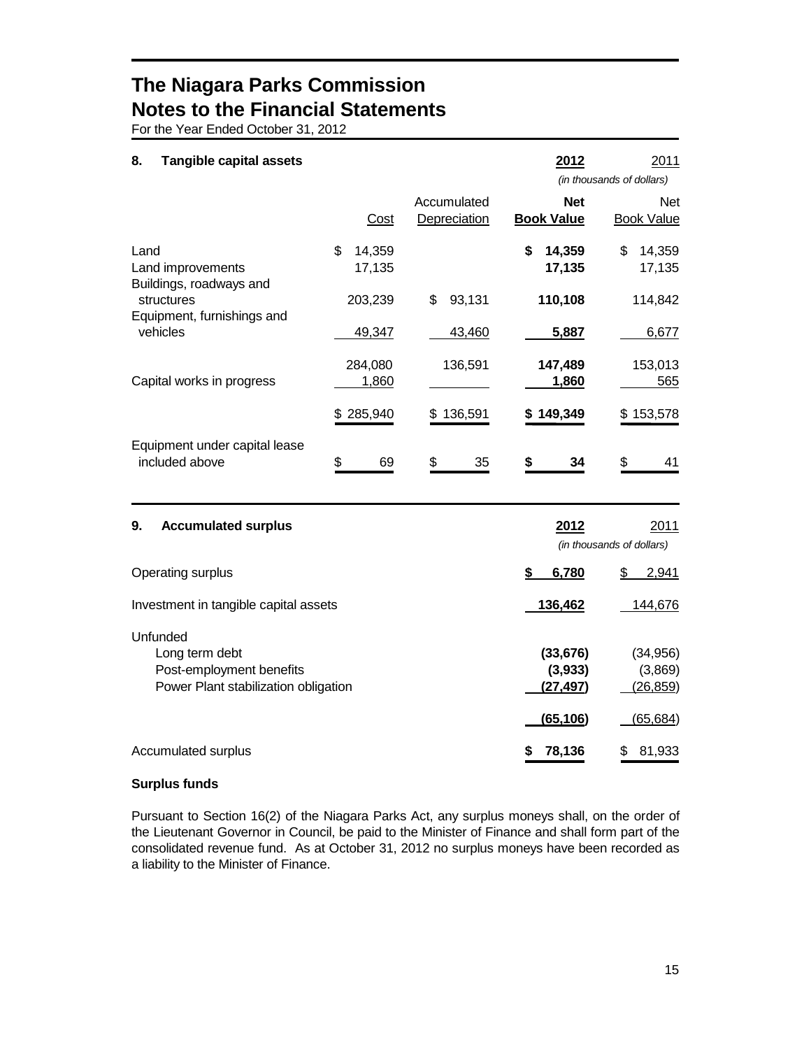# The Niagara Parks Commission
# Notes to the Financial Statements

For the Year Ended October 31, 2012

## 8. Tangible capital assets

| | Cost | Accumulated Depreciation | **2012** **Net Book Value** | 2011 Net Book Value |
|---|---|---|---|---|
| | | | *(in thousands of dollars)* | |
| Land | $ 14,359 | | **$ 14,359** | $ 14,359 |
| Land improvements | 17,135 | | **17,135** | 17,135 |
| Buildings, roadways and structures | 203,239 | $ 93,131 | **110,108** | 114,842 |
| Equipment, furnishings and vehicles | 49,347 | 43,460 | **5,887** | 6,677 |
| | 284,080 | 136,591 | **147,489** | 153,013 |
| Capital works in progress | 1,860 | | **1,860** | 565 |
| | $ 285,940 | $ 136,591 | **$ 149,349** | $ 153,578 |
| Equipment under capital lease included above | $ 69 | $ 35 | **$ 34** | $ 41 |

## 9. Accumulated surplus

| | **2012** | 2011 |
|---|---|---|
| | *(in thousands of dollars)* | |
| Operating surplus | **$ 6,780** | $ 2,941 |
| Investment in tangible capital assets | **136,462** | 144,676 |
| Unfunded | | |
| Long term debt | **(33,676)** | (34,956) |
| Post-employment benefits | **(3,933)** | (3,869) |
| Power Plant stabilization obligation | **(27,497)** | (26,859) |
| | **(65,106)** | (65,684) |
| Accumulated surplus | **$ 78,136** | $ 81,933 |

**Surplus funds**

Pursuant to Section 16(2) of the Niagara Parks Act, any surplus moneys shall, on the order of the Lieutenant Governor in Council, be paid to the Minister of Finance and shall form part of the consolidated revenue fund. As at October 31, 2012 no surplus moneys have been recorded as a liability to the Minister of Finance.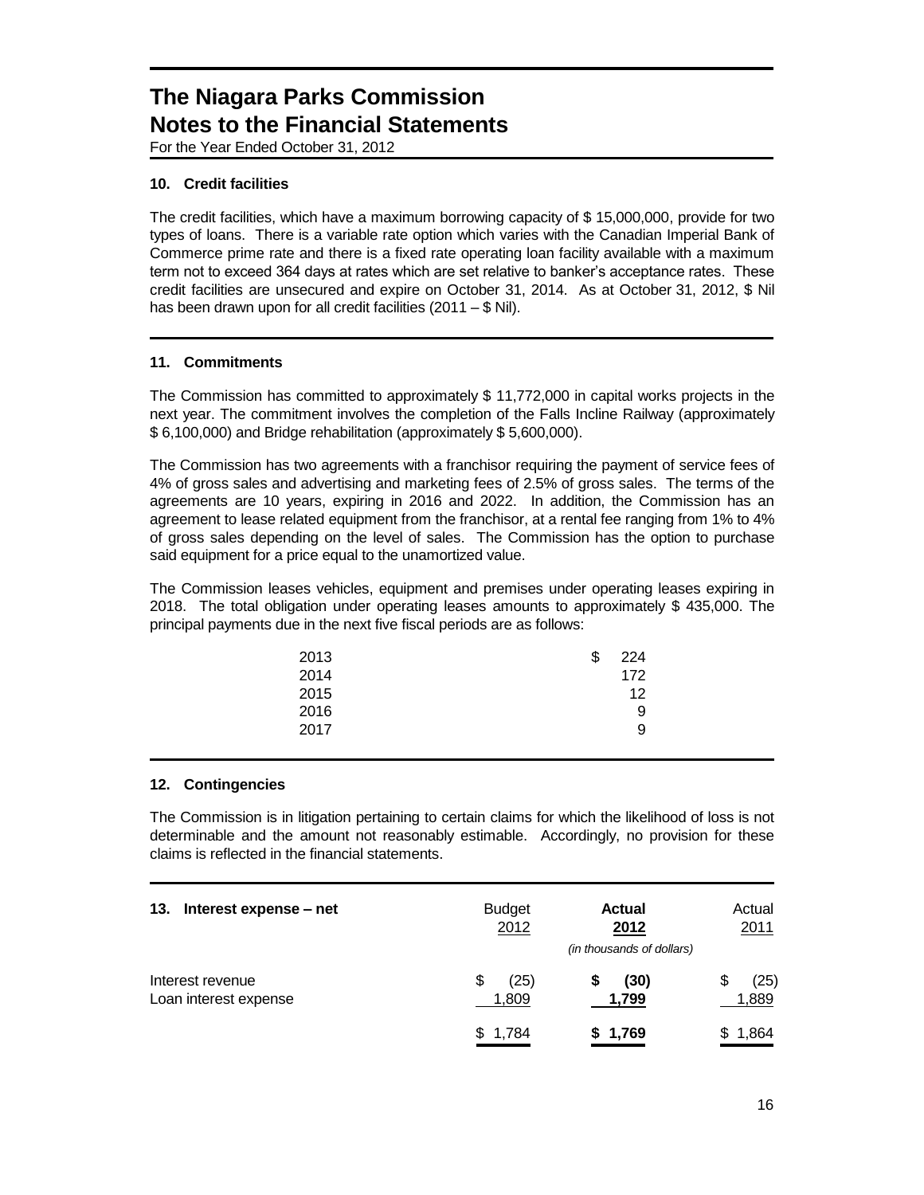# The Niagara Parks Commission
# Notes to the Financial Statements

For the Year Ended October 31, 2012

### 10. Credit facilities

The credit facilities, which have a maximum borrowing capacity of $ 15,000,000, provide for two types of loans. There is a variable rate option which varies with the Canadian Imperial Bank of Commerce prime rate and there is a fixed rate operating loan facility available with a maximum term not to exceed 364 days at rates which are set relative to banker's acceptance rates. These credit facilities are unsecured and expire on October 31, 2014. As at October 31, 2012, $ Nil has been drawn upon for all credit facilities (2011 – $ Nil).

### 11. Commitments

The Commission has committed to approximately $ 11,772,000 in capital works projects in the next year. The commitment involves the completion of the Falls Incline Railway (approximately $ 6,100,000) and Bridge rehabilitation (approximately $ 5,600,000).

The Commission has two agreements with a franchisor requiring the payment of service fees of 4% of gross sales and advertising and marketing fees of 2.5% of gross sales. The terms of the agreements are 10 years, expiring in 2016 and 2022. In addition, the Commission has an agreement to lease related equipment from the franchisor, at a rental fee ranging from 1% to 4% of gross sales depending on the level of sales. The Commission has the option to purchase said equipment for a price equal to the unamortized value.

The Commission leases vehicles, equipment and premises under operating leases expiring in 2018. The total obligation under operating leases amounts to approximately $ 435,000. The principal payments due in the next five fiscal periods are as follows:

| | |
|---|---|
| 2013 | $ 224 |
| 2014 | 172 |
| 2015 | 12 |
| 2016 | 9 |
| 2017 | 9 |

### 12. Contingencies

The Commission is in litigation pertaining to certain claims for which the likelihood of loss is not determinable and the amount not reasonably estimable. Accordingly, no provision for these claims is reflected in the financial statements.

| 13. Interest expense – net | Budget 2012 | **Actual 2012** | Actual 2011 |
|---|---|---|---|
| | | *(in thousands of dollars)* | |
| Interest revenue | $ (25) | **$ (30)** | $ (25) |
| Loan interest expense | 1,809 | **1,799** | 1,889 |
| | $ 1,784 | **$ 1,769** | $ 1,864 |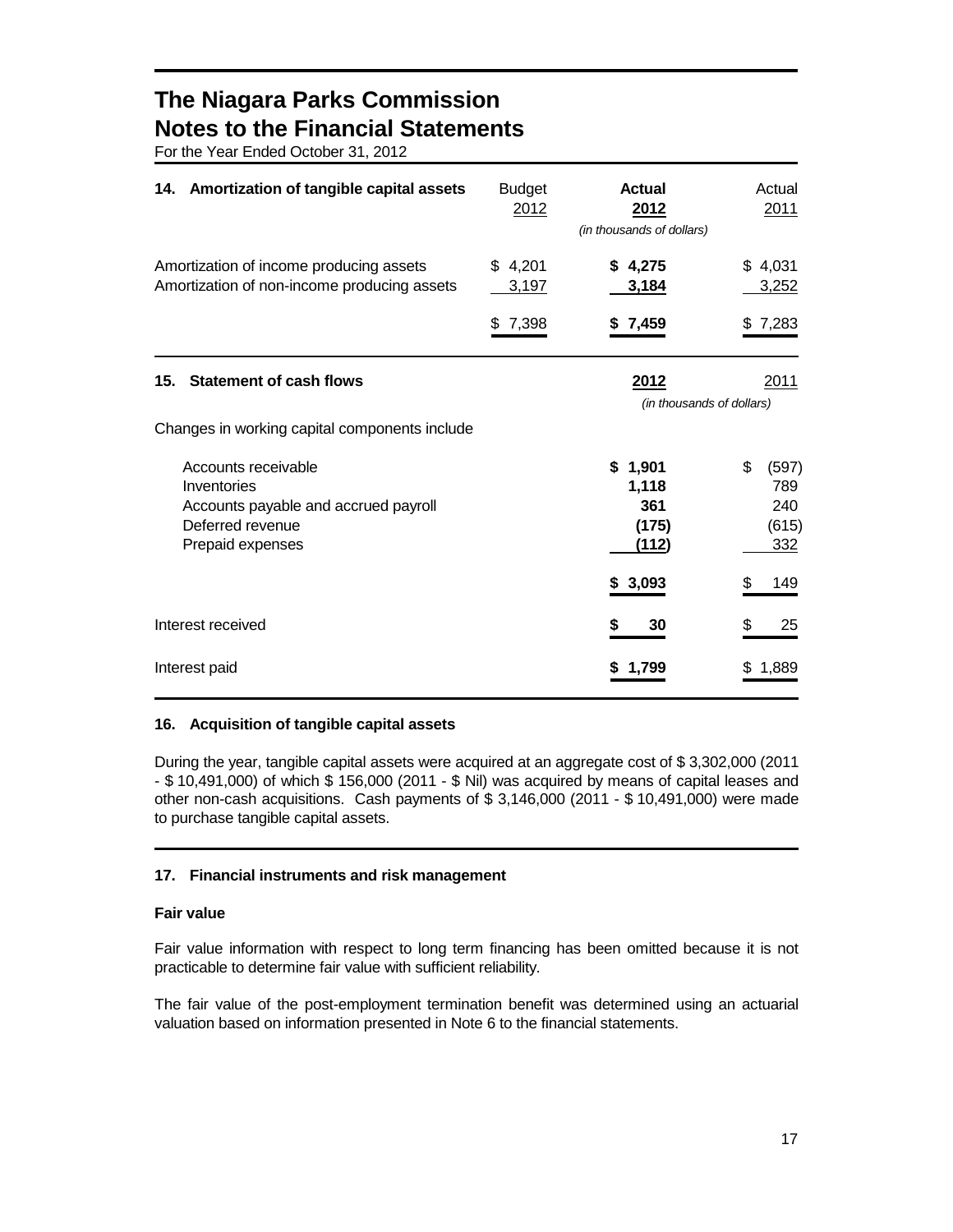# The Niagara Parks Commission
# Notes to the Financial Statements

For the Year Ended October 31, 2012

| **14. Amortization of tangible capital assets** | Budget 2012 | **Actual 2012** | Actual 2011 |
|---|---|---|---|
| | | *(in thousands of dollars)* | |
| Amortization of income producing assets | $ 4,201 | **$ 4,275** | $ 4,031 |
| Amortization of non-income producing assets | 3,197 | **3,184** | 3,252 |
| | $ 7,398 | **$ 7,459** | $ 7,283 |

| **15. Statement of cash flows** | **2012** | 2011 |
|---|---|---|
| | *(in thousands of dollars)* | |
| Changes in working capital components include | | |
| Accounts receivable | **$ 1,901** | $ (597) |
| Inventories | **1,118** | 789 |
| Accounts payable and accrued payroll | **361** | 240 |
| Deferred revenue | **(175)** | (615) |
| Prepaid expenses | **(112)** | 332 |
| | **$ 3,093** | $ 149 |
| Interest received | **$ 30** | $ 25 |
| Interest paid | **$ 1,799** | $ 1,889 |

**16. Acquisition of tangible capital assets**

During the year, tangible capital assets were acquired at an aggregate cost of $ 3,302,000 (2011 - $ 10,491,000) of which $ 156,000 (2011 - $ Nil) was acquired by means of capital leases and other non-cash acquisitions. Cash payments of $ 3,146,000 (2011 - $ 10,491,000) were made to purchase tangible capital assets.

**17. Financial instruments and risk management**

**Fair value**

Fair value information with respect to long term financing has been omitted because it is not practicable to determine fair value with sufficient reliability.

The fair value of the post-employment termination benefit was determined using an actuarial valuation based on information presented in Note 6 to the financial statements.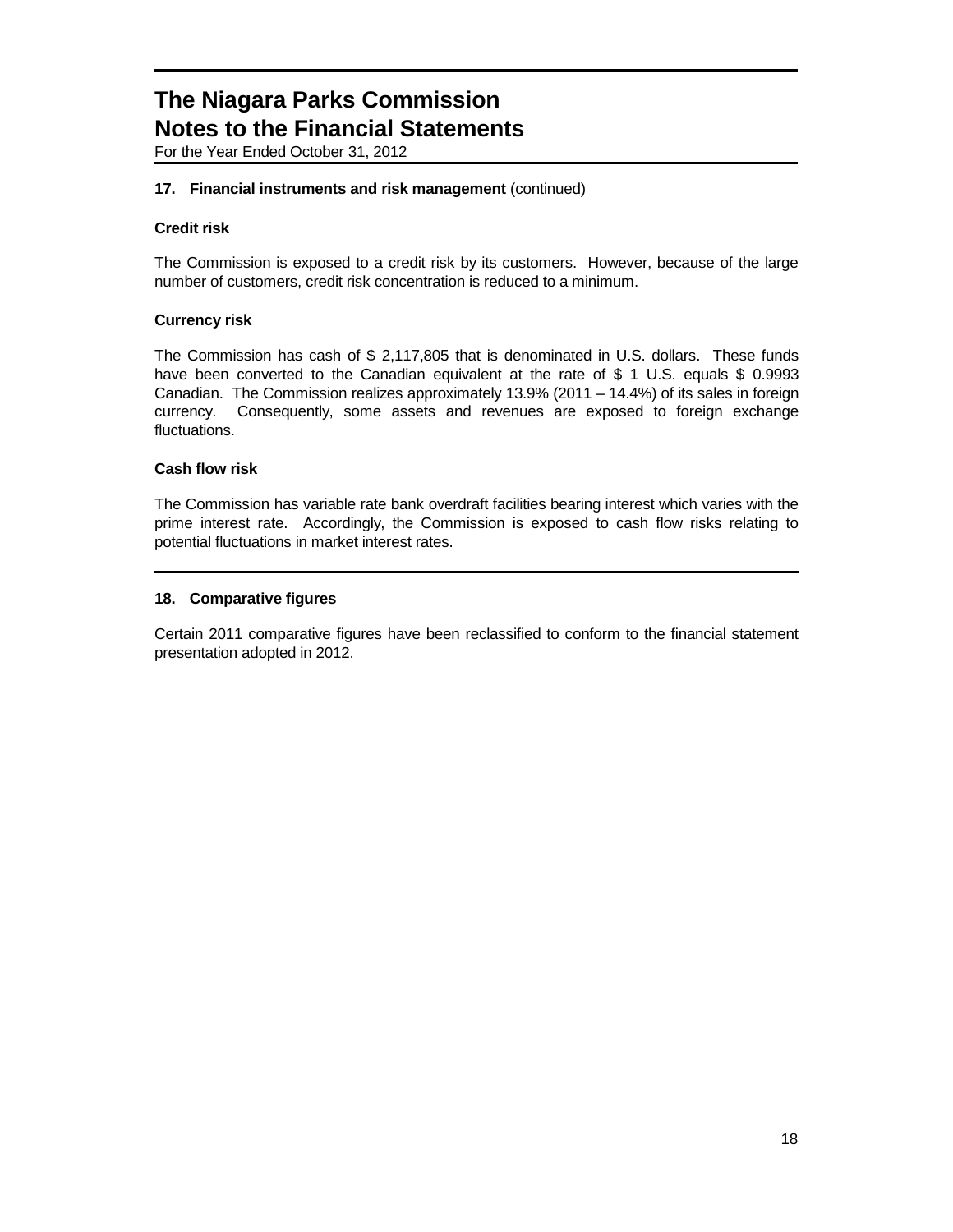# The Niagara Parks Commission
# Notes to the Financial Statements

For the Year Ended October 31, 2012

### 17. Financial instruments and risk management (continued)

**Credit risk**

The Commission is exposed to a credit risk by its customers. However, because of the large number of customers, credit risk concentration is reduced to a minimum.

**Currency risk**

The Commission has cash of $ 2,117,805 that is denominated in U.S. dollars. These funds have been converted to the Canadian equivalent at the rate of $ 1 U.S. equals $ 0.9993 Canadian. The Commission realizes approximately 13.9% (2011 – 14.4%) of its sales in foreign currency. Consequently, some assets and revenues are exposed to foreign exchange fluctuations.

**Cash flow risk**

The Commission has variable rate bank overdraft facilities bearing interest which varies with the prime interest rate. Accordingly, the Commission is exposed to cash flow risks relating to potential fluctuations in market interest rates.

### 18. Comparative figures

Certain 2011 comparative figures have been reclassified to conform to the financial statement presentation adopted in 2012.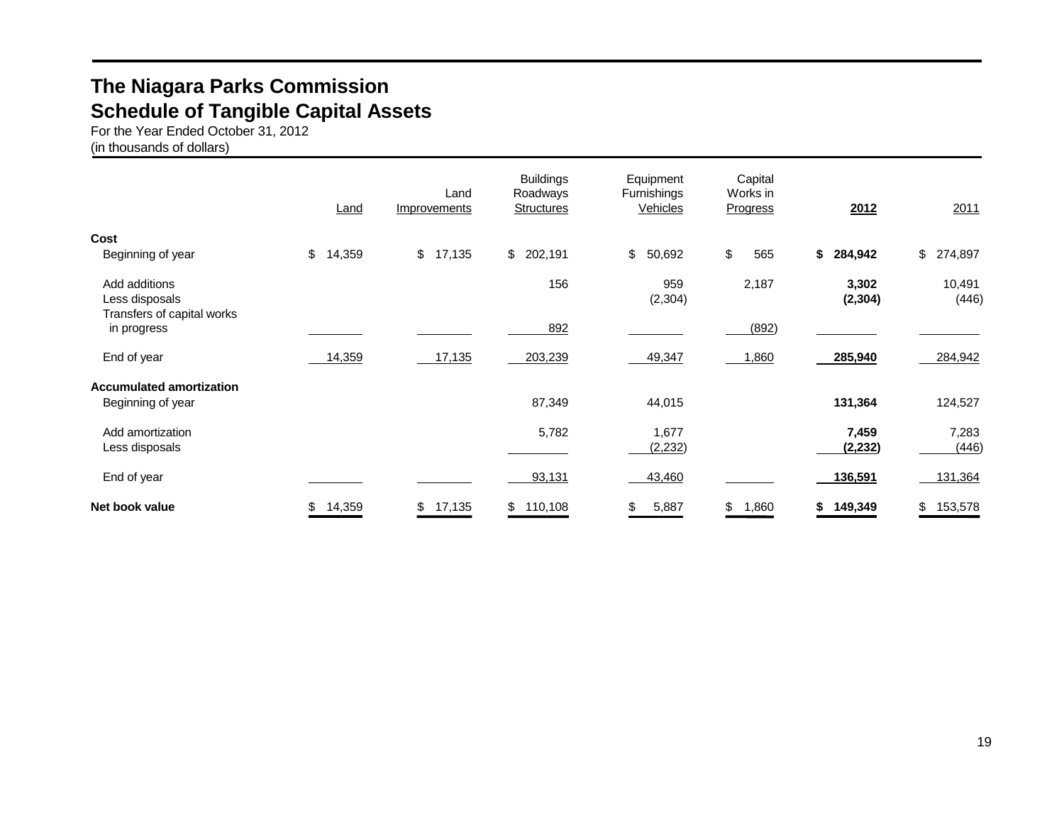# The Niagara Parks Commission
## Schedule of Tangible Capital Assets

For the Year Ended October 31, 2012
(in thousands of dollars)

| | Land | Land Improvements | Buildings Roadways Structures | Equipment Furnishings Vehicles | Capital Works in Progress | **2012** | 2011 |
|---|---|---|---|---|---|---|---|
| **Cost** | | | | | | | |
| Beginning of year | $ 14,359 | $ 17,135 | $ 202,191 | $ 50,692 | $ 565 | **$ 284,942** | $ 274,897 |
| Add additions | | | 156 | 959 | 2,187 | **3,302** | 10,491 |
| Less disposals | | | | (2,304) | | **(2,304)** | (446) |
| Transfers of capital works in progress | | | 892 | | (892) | | |
| End of year | 14,359 | 17,135 | 203,239 | 49,347 | 1,860 | **285,940** | 284,942 |
| **Accumulated amortization** | | | | | | | |
| Beginning of year | | | 87,349 | 44,015 | | **131,364** | 124,527 |
| Add amortization | | | 5,782 | 1,677 | | **7,459** | 7,283 |
| Less disposals | | | | (2,232) | | **(2,232)** | (446) |
| End of year | | | 93,131 | 43,460 | | **136,591** | 131,364 |
| **Net book value** | $ 14,359 | $ 17,135 | $ 110,108 | $ 5,887 | $ 1,860 | **$ 149,349** | $ 153,578 |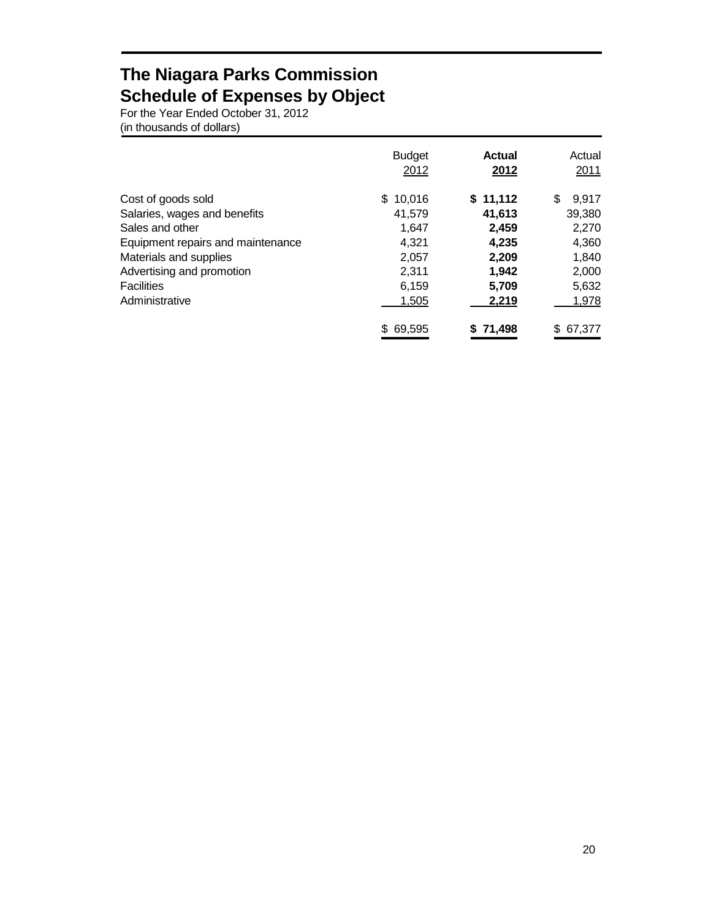# The Niagara Parks Commission
# Schedule of Expenses by Object

For the Year Ended October 31, 2012
(in thousands of dollars)

| | Budget 2012 | **Actual 2012** | Actual 2011 |
|---|---|---|---|
| Cost of goods sold | $ 10,016 | **$ 11,112** | $ 9,917 |
| Salaries, wages and benefits | 41,579 | **41,613** | 39,380 |
| Sales and other | 1,647 | **2,459** | 2,270 |
| Equipment repairs and maintenance | 4,321 | **4,235** | 4,360 |
| Materials and supplies | 2,057 | **2,209** | 1,840 |
| Advertising and promotion | 2,311 | **1,942** | 2,000 |
| Facilities | 6,159 | **5,709** | 5,632 |
| Administrative | 1,505 | **2,219** | 1,978 |
| | $ 69,595 | **$ 71,498** | $ 67,377 |